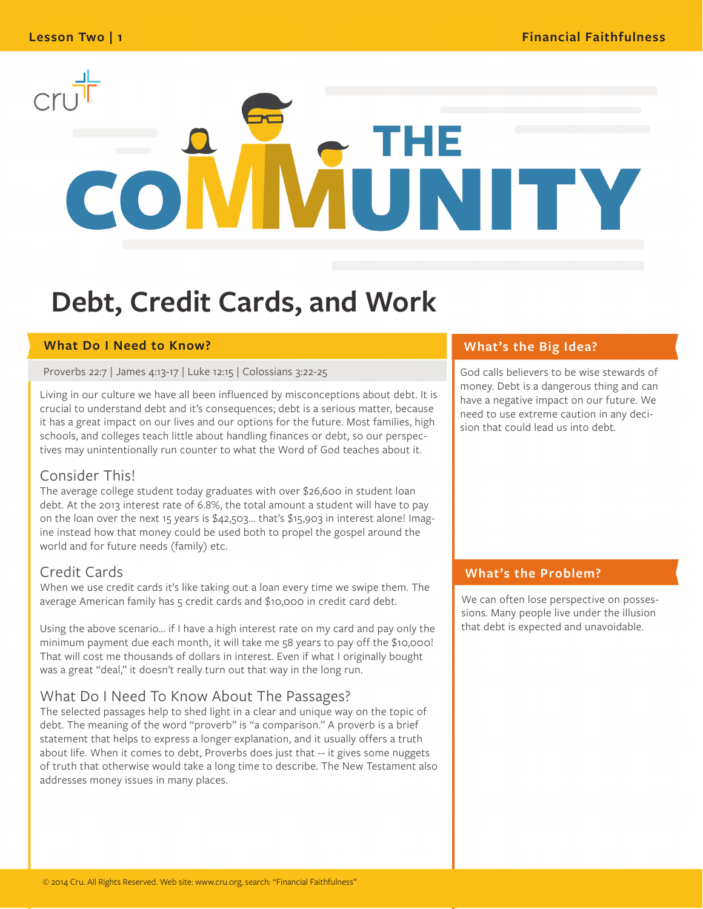# Debt, Credit Cards, and Work

## What Do I Need to Know?

Proverbs 22:7 | James 4:13-17 | Luke 12:15 | Colossians 3:22-25

Living in our culture we have all been influenced by misconceptions about debt. It is crucial to understand debt and it's consequences; debt is a serious matter, because it has a great impact on our lives and our options for the future. Most families, high schools, and colleges teach little about handling finances or debt, so our perspectives may unintentionally run counter to what the Word of God teaches about it.

### Consider This!

The average college student today graduates with over $26,600 in student loan debt. At the 2013 interest rate of 6.8%, the total amount a student will have to pay on the loan over the next 15 years is $42,503... that's $15,903 in interest alone! Imagine instead how that money could be used both to propel the gospel around the world and for future needs (family) etc.

### Credit Cards

When we use credit cards it's like taking out a loan every time we swipe them. The average American family has 5 credit cards and $10,000 in credit card debt.

Using the above scenario... if I have a high interest rate on my card and pay only the minimum payment due each month, it will take me 58 years to pay off the $10,000! That will cost me thousands of dollars in interest. Even if what I originally bought was a great "deal," it doesn't really turn out that way in the long run.

### What Do I Need To Know About The Passages?

The selected passages help to shed light in a clear and unique way on the topic of debt. The meaning of the word "proverb" is "a comparison." A proverb is a brief statement that helps to express a longer explanation, and it usually offers a truth about life. When it comes to debt, Proverbs does just that -- it gives some nuggets of truth that otherwise would take a long time to describe. The New Testament also addresses money issues in many places.

## What's the Big Idea?

God calls believers to be wise stewards of money. Debt is a dangerous thing and can have a negative impact on our future. We need to use extreme caution in any decision that could lead us into debt.

## What's the Problem?

We can often lose perspective on possessions. Many people live under the illusion that debt is expected and unavoidable.

© 2014 Cru. All Rights Reserved. Web site: www.cru.org, search: "Financial Faithfulness"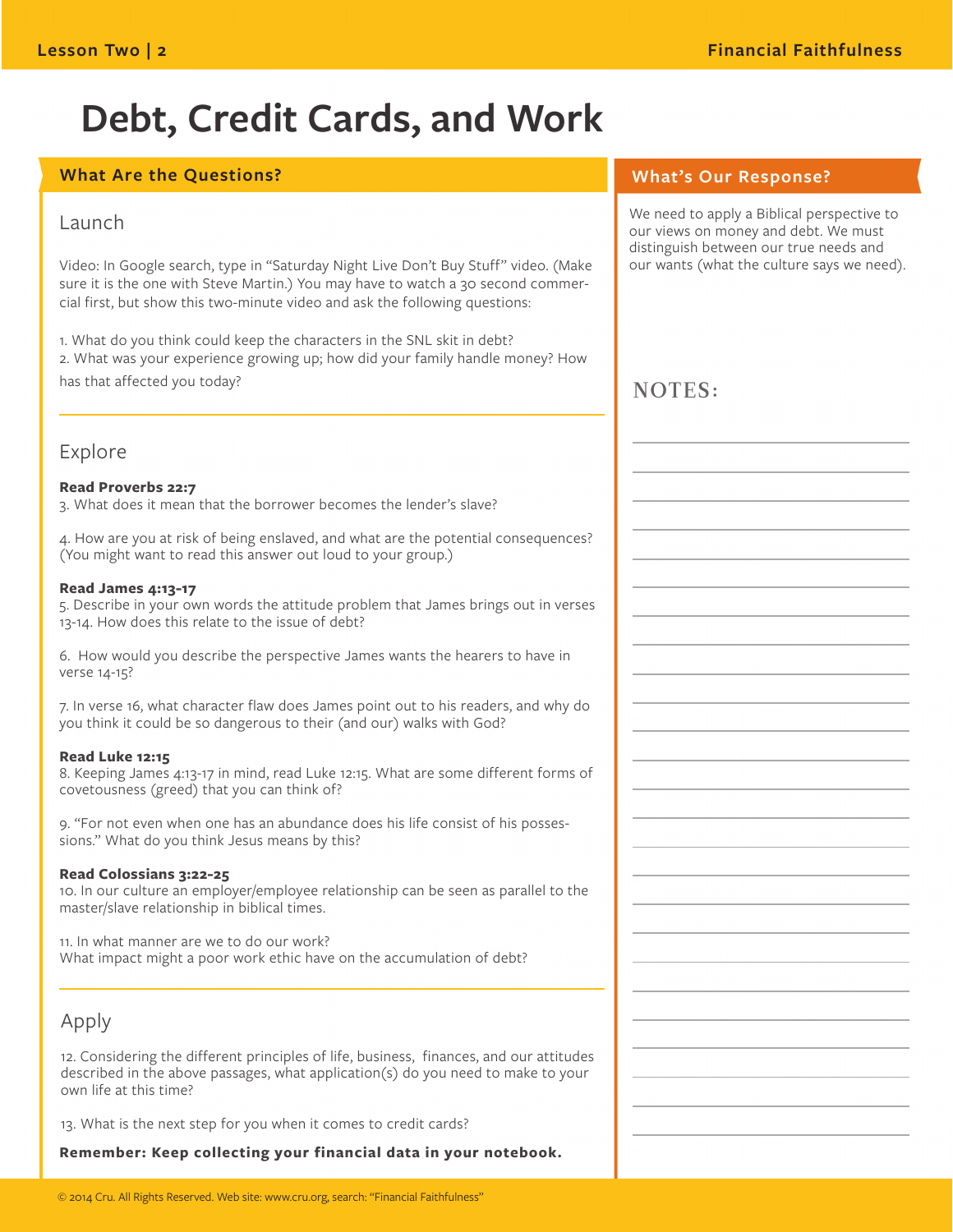# Debt, Credit Cards, and Work

## What Are the Questions?

### Launch

Video: In Google search, type in "Saturday Night Live Don't Buy Stuff" video. (Make sure it is the one with Steve Martin.) You may have to watch a 30 second commercial first, but show this two-minute video and ask the following questions:

1. What do you think could keep the characters in the SNL skit in debt?
2. What was your experience growing up; how did your family handle money? How has that affected you today?

### Explore

**Read Proverbs 22:7**

3. What does it mean that the borrower becomes the lender's slave?

4. How are you at risk of being enslaved, and what are the potential consequences? (You might want to read this answer out loud to your group.)

**Read James 4:13-17**

5. Describe in your own words the attitude problem that James brings out in verses 13-14. How does this relate to the issue of debt?

6. How would you describe the perspective James wants the hearers to have in verse 14-15?

7. In verse 16, what character flaw does James point out to his readers, and why do you think it could be so dangerous to their (and our) walks with God?

**Read Luke 12:15**

8. Keeping James 4:13-17 in mind, read Luke 12:15. What are some different forms of covetousness (greed) that you can think of?

9. "For not even when one has an abundance does his life consist of his possessions." What do you think Jesus means by this?

**Read Colossians 3:22-25**

10. In our culture an employer/employee relationship can be seen as parallel to the master/slave relationship in biblical times.

11. In what manner are we to do our work?
What impact might a poor work ethic have on the accumulation of debt?

### Apply

12. Considering the different principles of life, business, finances, and our attitudes described in the above passages, what application(s) do you need to make to your own life at this time?

13. What is the next step for you when it comes to credit cards?

**Remember: Keep collecting your financial data in your notebook.**

## What's Our Response?

We need to apply a Biblical perspective to our views on money and debt. We must distinguish between our true needs and our wants (what the culture says we need).

**NOTES:**

© 2014 Cru. All Rights Reserved. Web site: www.cru.org, search: "Financial Faithfulness"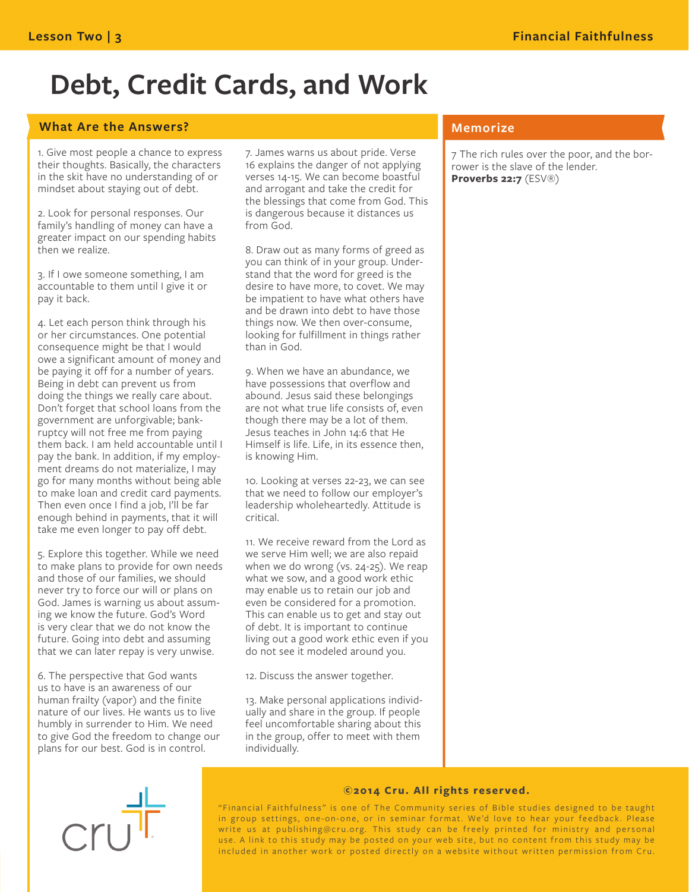# Debt, Credit Cards, and Work

## What Are the Answers?

1. Give most people a chance to express their thoughts. Basically, the characters in the skit have no understanding of or mindset about staying out of debt.

2. Look for personal responses. Our family's handling of money can have a greater impact on our spending habits then we realize.

3. If I owe someone something, I am accountable to them until I give it or pay it back.

4. Let each person think through his or her circumstances. One potential consequence might be that I would owe a significant amount of money and be paying it off for a number of years. Being in debt can prevent us from doing the things we really care about. Don't forget that school loans from the government are unforgivable; bankruptcy will not free me from paying them back. I am held accountable until I pay the bank. In addition, if my employment dreams do not materialize, I may go for many months without being able to make loan and credit card payments. Then even once I find a job, I'll be far enough behind in payments, that it will take me even longer to pay off debt.

5. Explore this together. While we need to make plans to provide for own needs and those of our families, we should never try to force our will or plans on God. James is warning us about assuming we know the future. God's Word is very clear that we do not know the future. Going into debt and assuming that we can later repay is very unwise.

6. The perspective that God wants us to have is an awareness of our human frailty (vapor) and the finite nature of our lives. He wants us to live humbly in surrender to Him. We need to give God the freedom to change our plans for our best. God is in control.

7. James warns us about pride. Verse 16 explains the danger of not applying verses 14-15. We can become boastful and arrogant and take the credit for the blessings that come from God. This is dangerous because it distances us from God.

8. Draw out as many forms of greed as you can think of in your group. Understand that the word for greed is the desire to have more, to covet. We may be impatient to have what others have and be drawn into debt to have those things now. We then over-consume, looking for fulfillment in things rather than in God.

9. When we have an abundance, we have possessions that overflow and abound. Jesus said these belongings are not what true life consists of, even though there may be a lot of them. Jesus teaches in John 14:6 that He Himself is life. Life, in its essence then, is knowing Him.

10. Looking at verses 22-23, we can see that we need to follow our employer's leadership wholeheartedly. Attitude is critical.

11. We receive reward from the Lord as we serve Him well; we are also repaid when we do wrong (vs. 24-25). We reap what we sow, and a good work ethic may enable us to retain our job and even be considered for a promotion. This can enable us to get and stay out of debt. It is important to continue living out a good work ethic even if you do not see it modeled around you.

12. Discuss the answer together.

13. Make personal applications individually and share in the group. If people feel uncomfortable sharing about this in the group, offer to meet with them individually.

## Memorize

7 The rich rules over the poor, and the borrower is the slave of the lender.
**Proverbs 22:7** (ESV®)

**©2014 Cru. All rights reserved.**

"Financial Faithfulness" is one of The Community series of Bible studies designed to be taught in group settings, one-on-one, or in seminar format. We'd love to hear your feedback. Please write us at publishing@cru.org. This study can be freely printed for ministry and personal use. A link to this study may be posted on your web site, but no content from this study may be included in another work or posted directly on a website without written permission from Cru.